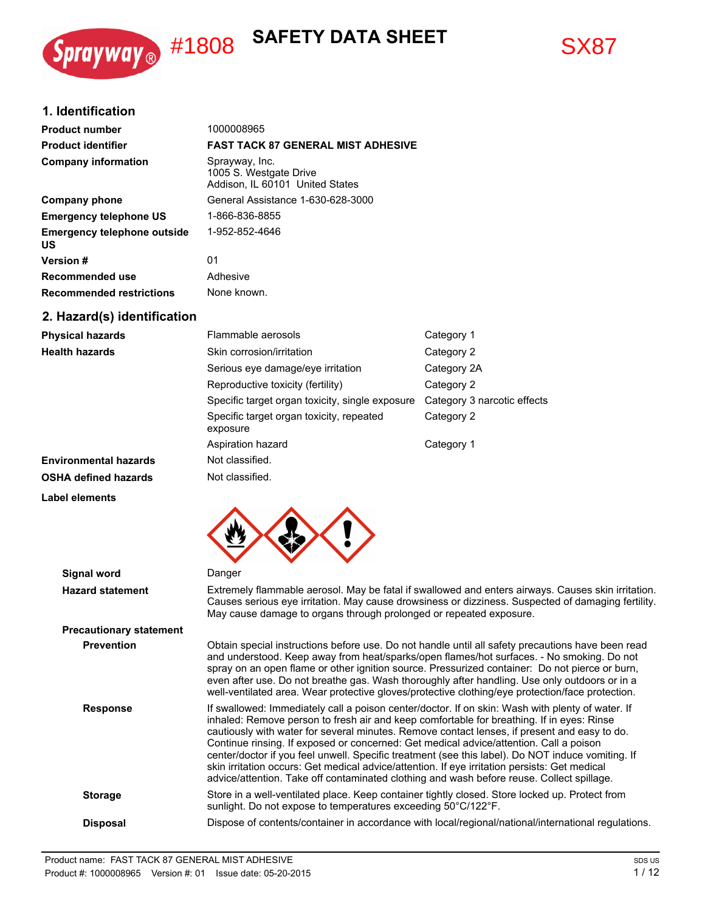Sprayway® #1808 **SAFETY DATA SHEET** SX87

## 1. Identification

| | |
|---|---|
| **Product number** | 1000008965 |
| **Product identifier** | **FAST TACK 87 GENERAL MIST ADHESIVE** |
| **Company information** | Sprayway, Inc.<br>1005 S. Westgate Drive<br>Addison, IL 60101 United States |
| **Company phone** | General Assistance 1-630-628-3000 |
| **Emergency telephone US** | 1-866-836-8855 |
| **Emergency telephone outside US** | 1-952-852-4646 |
| **Version #** | 01 |
| **Recommended use** | Adhesive |
| **Recommended restrictions** | None known. |

## 2. Hazard(s) identification

| | | |
|---|---|---|
| **Physical hazards** | Flammable aerosols | Category 1 |
| **Health hazards** | Skin corrosion/irritation | Category 2 |
| | Serious eye damage/eye irritation | Category 2A |
| | Reproductive toxicity (fertility) | Category 2 |
| | Specific target organ toxicity, single exposure | Category 3 narcotic effects |
| | Specific target organ toxicity, repeated exposure | Category 2 |
| | Aspiration hazard | Category 1 |
| **Environmental hazards** | Not classified. | |
| **OSHA defined hazards** | Not classified. | |

**Label elements**

**Signal word** Danger

**Hazard statement** Extremely flammable aerosol. May be fatal if swallowed and enters airways. Causes skin irritation. Causes serious eye irritation. May cause drowsiness or dizziness. Suspected of damaging fertility. May cause damage to organs through prolonged or repeated exposure.

**Precautionary statement**

**Prevention** Obtain special instructions before use. Do not handle until all safety precautions have been read and understood. Keep away from heat/sparks/open flames/hot surfaces. - No smoking. Do not spray on an open flame or other ignition source. Pressurized container: Do not pierce or burn, even after use. Do not breathe gas. Wash thoroughly after handling. Use only outdoors or in a well-ventilated area. Wear protective gloves/protective clothing/eye protection/face protection.

**Response** If swallowed: Immediately call a poison center/doctor. If on skin: Wash with plenty of water. If inhaled: Remove person to fresh air and keep comfortable for breathing. If in eyes: Rinse cautiously with water for several minutes. Remove contact lenses, if present and easy to do. Continue rinsing. If exposed or concerned: Get medical advice/attention. Call a poison center/doctor if you feel unwell. Specific treatment (see this label). Do NOT induce vomiting. If skin irritation occurs: Get medical advice/attention. If eye irritation persists: Get medical advice/attention. Take off contaminated clothing and wash before reuse. Collect spillage.

**Storage** Store in a well-ventilated place. Keep container tightly closed. Store locked up. Protect from sunlight. Do not expose to temperatures exceeding 50°C/122°F.

**Disposal** Dispose of contents/container in accordance with local/regional/national/international regulations.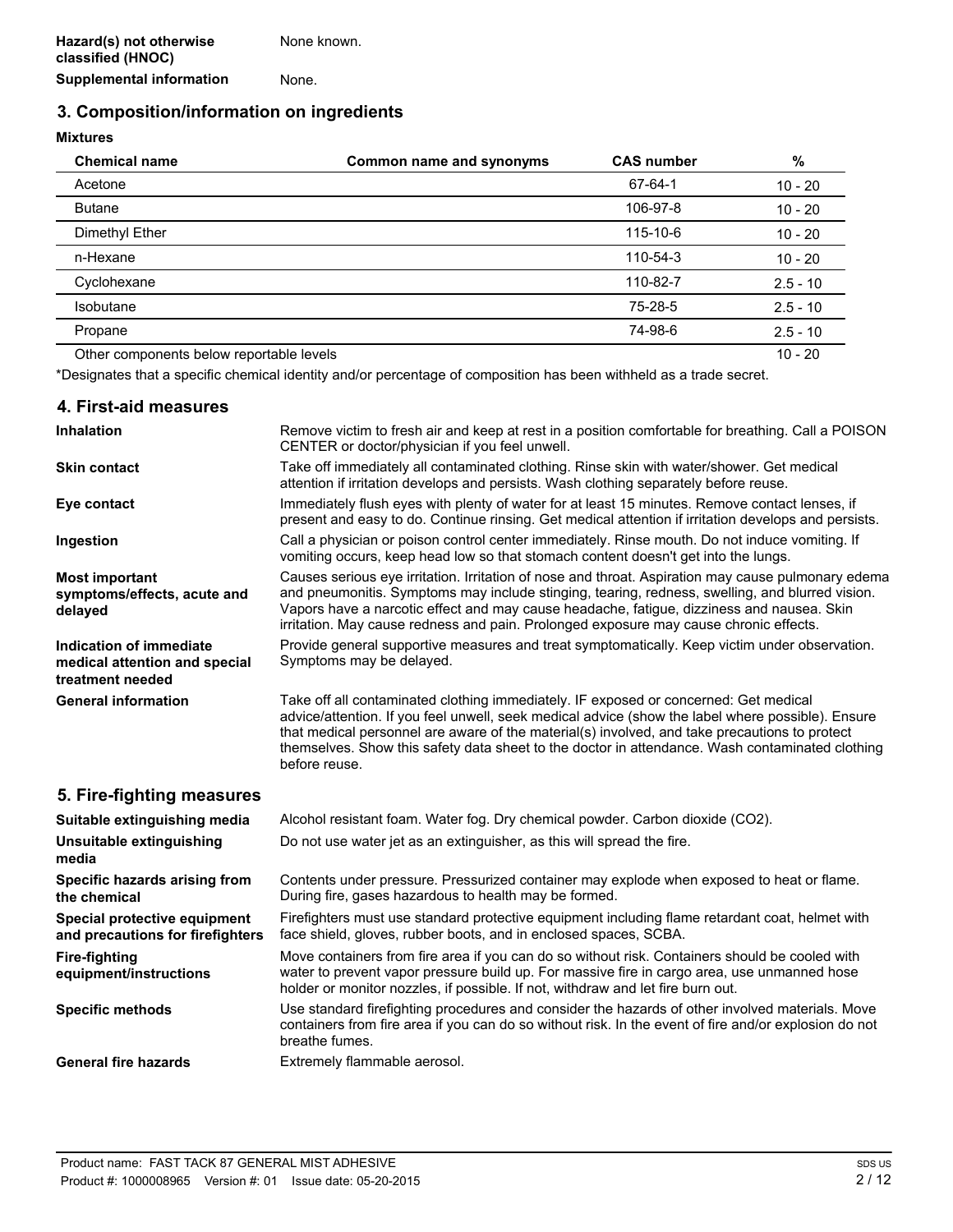| | |
|---|---|
| **Hazard(s) not otherwise classified (HNOC)** | None known. |
| **Supplemental information** | None. |

## 3. Composition/information on ingredients

**Mixtures**

| Chemical name | Common name and synonyms | CAS number | % |
|---|---|---|---|
| Acetone | | 67-64-1 | 10 - 20 |
| Butane | | 106-97-8 | 10 - 20 |
| Dimethyl Ether | | 115-10-6 | 10 - 20 |
| n-Hexane | | 110-54-3 | 10 - 20 |
| Cyclohexane | | 110-82-7 | 2.5 - 10 |
| Isobutane | | 75-28-5 | 2.5 - 10 |
| Propane | | 74-98-6 | 2.5 - 10 |
| Other components below reportable levels | | | 10 - 20 |

*Designates that a specific chemical identity and/or percentage of composition has been withheld as a trade secret.

## 4. First-aid measures

| | |
|---|---|
| **Inhalation** | Remove victim to fresh air and keep at rest in a position comfortable for breathing. Call a POISON CENTER or doctor/physician if you feel unwell. |
| **Skin contact** | Take off immediately all contaminated clothing. Rinse skin with water/shower. Get medical attention if irritation develops and persists. Wash clothing separately before reuse. |
| **Eye contact** | Immediately flush eyes with plenty of water for at least 15 minutes. Remove contact lenses, if present and easy to do. Continue rinsing. Get medical attention if irritation develops and persists. |
| **Ingestion** | Call a physician or poison control center immediately. Rinse mouth. Do not induce vomiting. If vomiting occurs, keep head low so that stomach content doesn't get into the lungs. |
| **Most important symptoms/effects, acute and delayed** | Causes serious eye irritation. Irritation of nose and throat. Aspiration may cause pulmonary edema and pneumonitis. Symptoms may include stinging, tearing, redness, swelling, and blurred vision. Vapors have a narcotic effect and may cause headache, fatigue, dizziness and nausea. Skin irritation. May cause redness and pain. Prolonged exposure may cause chronic effects. |
| **Indication of immediate medical attention and special treatment needed** | Provide general supportive measures and treat symptomatically. Keep victim under observation. Symptoms may be delayed. |
| **General information** | Take off all contaminated clothing immediately. IF exposed or concerned: Get medical advice/attention. If you feel unwell, seek medical advice (show the label where possible). Ensure that medical personnel are aware of the material(s) involved, and take precautions to protect themselves. Show this safety data sheet to the doctor in attendance. Wash contaminated clothing before reuse. |

## 5. Fire-fighting measures

| | |
|---|---|
| **Suitable extinguishing media** | Alcohol resistant foam. Water fog. Dry chemical powder. Carbon dioxide ($CO_2$). |
| **Unsuitable extinguishing media** | Do not use water jet as an extinguisher, as this will spread the fire. |
| **Specific hazards arising from the chemical** | Contents under pressure. Pressurized container may explode when exposed to heat or flame. During fire, gases hazardous to health may be formed. |
| **Special protective equipment and precautions for firefighters** | Firefighters must use standard protective equipment including flame retardant coat, helmet with face shield, gloves, rubber boots, and in enclosed spaces, SCBA. |
| **Fire-fighting equipment/instructions** | Move containers from fire area if you can do so without risk. Containers should be cooled with water to prevent vapor pressure build up. For massive fire in cargo area, use unmanned hose holder or monitor nozzles, if possible. If not, withdraw and let fire burn out. |
| **Specific methods** | Use standard firefighting procedures and consider the hazards of other involved materials. Move containers from fire area if you can do so without risk. In the event of fire and/or explosion do not breathe fumes. |
| **General fire hazards** | Extremely flammable aerosol. |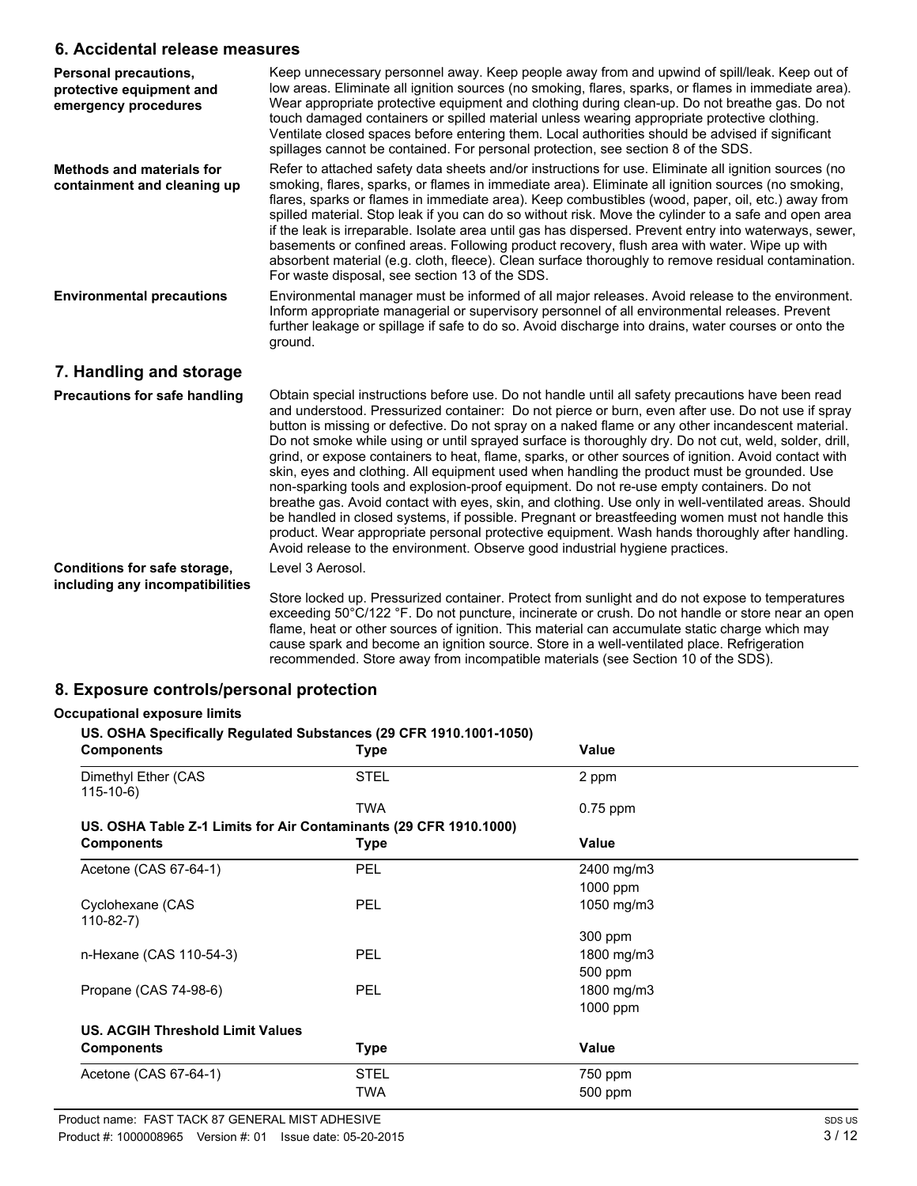## 6. Accidental release measures

**Personal precautions, protective equipment and emergency procedures**

Keep unnecessary personnel away. Keep people away from and upwind of spill/leak. Keep out of low areas. Eliminate all ignition sources (no smoking, flares, sparks, or flames in immediate area). Wear appropriate protective equipment and clothing during clean-up. Do not breathe gas. Do not touch damaged containers or spilled material unless wearing appropriate protective clothing. Ventilate closed spaces before entering them. Local authorities should be advised if significant spillages cannot be contained. For personal protection, see section 8 of the SDS.

**Methods and materials for containment and cleaning up**

Refer to attached safety data sheets and/or instructions for use. Eliminate all ignition sources (no smoking, flares, sparks or flames in immediate area). Eliminate all ignition sources (no smoking, flares, sparks or flames in immediate area). Keep combustibles (wood, paper, oil, etc.) away from spilled material. Stop leak if you can do so without risk. Move the cylinder to a safe and open area if the leak is irreparable. Isolate area until gas has dispersed. Prevent entry into waterways, sewer, basements or confined areas. Following product recovery, flush area with water. Wipe up with absorbent material (e.g. cloth, fleece). Clean surface thoroughly to remove residual contamination. For waste disposal, see section 13 of the SDS.

**Environmental precautions**

Environmental manager must be informed of all major releases. Avoid release to the environment. Inform appropriate managerial or supervisory personnel of all environmental releases. Prevent further leakage or spillage if safe to do so. Avoid discharge into drains, water courses or onto the ground.

## 7. Handling and storage

**Precautions for safe handling**

Obtain special instructions before use. Do not handle until all safety precautions have been read and understood. Pressurized container: Do not pierce or burn, even after use. Do not use if spray button is missing or defective. Do not spray on a naked flame or any other incandescent material. Do not smoke while using or until sprayed surface is thoroughly dry. Do not cut, weld, solder, drill, grind, or expose containers to heat, flame, sparks, or other sources of ignition. Avoid contact with skin, eyes and clothing. All equipment used when handling the product must be grounded. Use non-sparking tools and explosion-proof equipment. Do not re-use empty containers. Do not breathe gas. Avoid contact with eyes, skin, and clothing. Use only in well-ventilated areas. Should be handled in closed systems, if possible. Pregnant or breastfeeding women must not handle this product. Wear appropriate personal protective equipment. Wash hands thoroughly after handling. Avoid release to the environment. Observe good industrial hygiene practices.

**Conditions for safe storage, including any incompatibilities**

Level 3 Aerosol.

Store locked up. Pressurized container. Protect from sunlight and do not expose to temperatures exceeding 50°C/122 °F. Do not puncture, incinerate or crush. Do not handle or store near an open flame, heat or other sources of ignition. This material can accumulate static charge which may cause spark and become an ignition source. Store in a well-ventilated place. Refrigeration recommended. Store away from incompatible materials (see Section 10 of the SDS).

## 8. Exposure controls/personal protection

### Occupational exposure limits

**US. OSHA Specifically Regulated Substances (29 CFR 1910.1001-1050)**

| Components | Type | Value |
|---|---|---|
| Dimethyl Ether (CAS 115-10-6) | STEL | 2 ppm |
| | TWA | 0.75 ppm |

**US. OSHA Table Z-1 Limits for Air Contaminants (29 CFR 1910.1000)**

| Components | Type | Value |
|---|---|---|
| Acetone (CAS 67-64-1) | PEL | 2400 mg/m3 |
| | | 1000 ppm |
| Cyclohexane (CAS 110-82-7) | PEL | 1050 mg/m3 |
| | | 300 ppm |
| n-Hexane (CAS 110-54-3) | PEL | 1800 mg/m3 |
| | | 500 ppm |
| Propane (CAS 74-98-6) | PEL | 1800 mg/m3 |
| | | 1000 ppm |

**US. ACGIH Threshold Limit Values**

| Components | Type | Value |
|---|---|---|
| Acetone (CAS 67-64-1) | STEL | 750 ppm |
| | TWA | 500 ppm |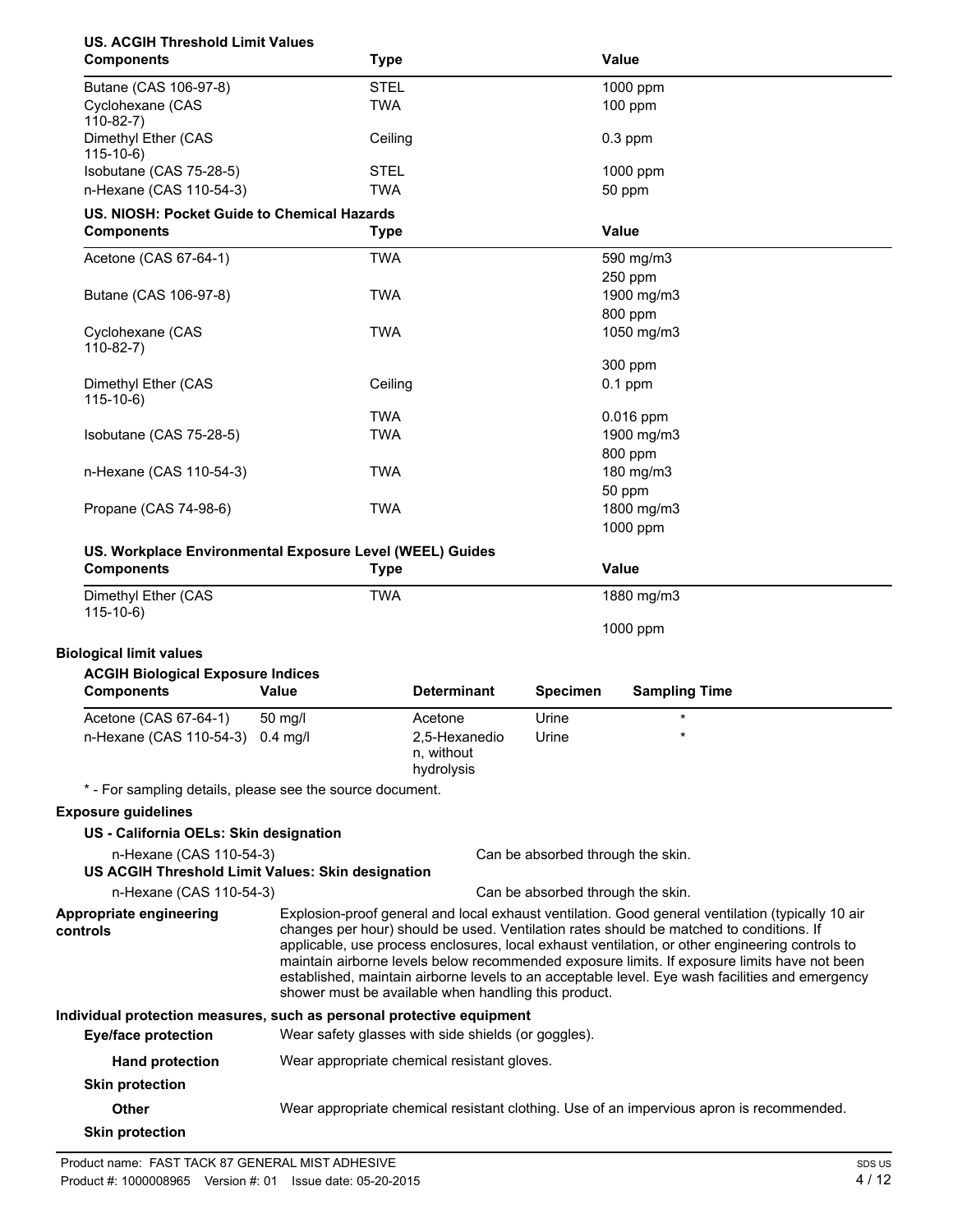**US. ACGIH Threshold Limit Values**

| Components | Type | Value |
|---|---|---|
| Butane (CAS 106-97-8) | STEL | 1000 ppm |
| Cyclohexane (CAS 110-82-7) | TWA | 100 ppm |
| Dimethyl Ether (CAS 115-10-6) | Ceiling | 0.3 ppm |
| Isobutane (CAS 75-28-5) | STEL | 1000 ppm |
| n-Hexane (CAS 110-54-3) | TWA | 50 ppm |

**US. NIOSH: Pocket Guide to Chemical Hazards**

| Components | Type | Value |
|---|---|---|
| Acetone (CAS 67-64-1) | TWA | 590 mg/m3 |
| | | 250 ppm |
| Butane (CAS 106-97-8) | TWA | 1900 mg/m3 |
| | | 800 ppm |
| Cyclohexane (CAS 110-82-7) | TWA | 1050 mg/m3 |
| | | 300 ppm |
| Dimethyl Ether (CAS 115-10-6) | Ceiling | 0.1 ppm |
| | TWA | 0.016 ppm |
| Isobutane (CAS 75-28-5) | TWA | 1900 mg/m3 |
| | | 800 ppm |
| n-Hexane (CAS 110-54-3) | TWA | 180 mg/m3 |
| | | 50 ppm |
| Propane (CAS 74-98-6) | TWA | 1800 mg/m3 |
| | | 1000 ppm |

**US. Workplace Environmental Exposure Level (WEEL) Guides**

| Components | Type | Value |
|---|---|---|
| Dimethyl Ether (CAS 115-10-6) | TWA | 1880 mg/m3 |
| | | 1000 ppm |

**Biological limit values**

**ACGIH Biological Exposure Indices**

| Components | Value | Determinant | Specimen | Sampling Time |
|---|---|---|---|---|
| Acetone (CAS 67-64-1) | 50 mg/l | Acetone | Urine | * |
| n-Hexane (CAS 110-54-3) | 0.4 mg/l | 2,5-Hexanedion, without hydrolysis | Urine | * |

* - For sampling details, please see the source document.

**Exposure guidelines**

**US - California OELs: Skin designation**

n-Hexane (CAS 110-54-3) Can be absorbed through the skin.

**US ACGIH Threshold Limit Values: Skin designation**

n-Hexane (CAS 110-54-3) Can be absorbed through the skin.

**Appropriate engineering controls**

Explosion-proof general and local exhaust ventilation. Good general ventilation (typically 10 air changes per hour) should be used. Ventilation rates should be matched to conditions. If applicable, use process enclosures, local exhaust ventilation, or other engineering controls to maintain airborne levels below recommended exposure limits. If exposure limits have not been established, maintain airborne levels to an acceptable level. Eye wash facilities and emergency shower must be available when handling this product.

**Individual protection measures, such as personal protective equipment**

**Eye/face protection** Wear safety glasses with side shields (or goggles).

**Hand protection** Wear appropriate chemical resistant gloves.

**Skin protection**

**Other** Wear appropriate chemical resistant clothing. Use of an impervious apron is recommended.

**Skin protection**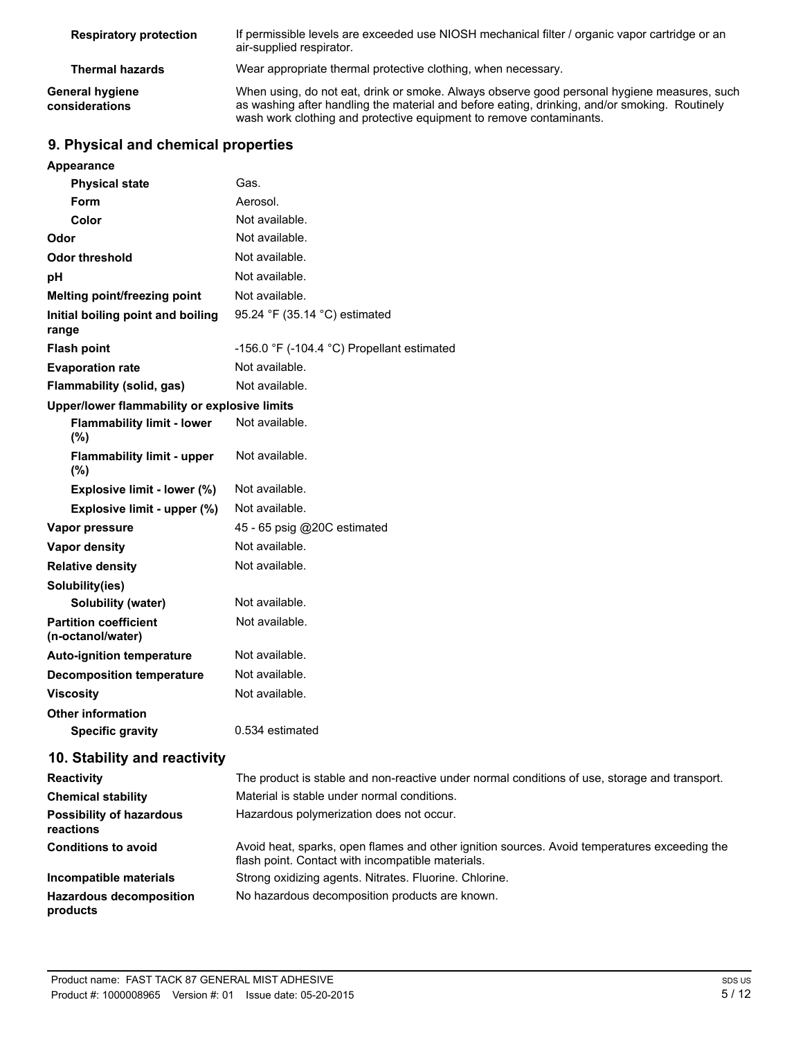| | |
|---|---|
| **Respiratory protection** | If permissible levels are exceeded use NIOSH mechanical filter / organic vapor cartridge or an air-supplied respirator. |
| **Thermal hazards** | Wear appropriate thermal protective clothing, when necessary. |
| **General hygiene considerations** | When using, do not eat, drink or smoke. Always observe good personal hygiene measures, such as washing after handling the material and before eating, drinking, and/or smoking. Routinely wash work clothing and protective equipment to remove contaminants. |

## 9. Physical and chemical properties

| | |
|---|---|
| **Appearance** | |
| **Physical state** | Gas. |
| **Form** | Aerosol. |
| **Color** | Not available. |
| **Odor** | Not available. |
| **Odor threshold** | Not available. |
| **pH** | Not available. |
| **Melting point/freezing point** | Not available. |
| **Initial boiling point and boiling range** | 95.24 °F (35.14 °C) estimated |
| **Flash point** | -156.0 °F (-104.4 °C) Propellant estimated |
| **Evaporation rate** | Not available. |
| **Flammability (solid, gas)** | Not available. |
| **Upper/lower flammability or explosive limits** | |
| **Flammability limit - lower (%)** | Not available. |
| **Flammability limit - upper (%)** | Not available. |
| **Explosive limit - lower (%)** | Not available. |
| **Explosive limit - upper (%)** | Not available. |
| **Vapor pressure** | 45 - 65 psig @20C estimated |
| **Vapor density** | Not available. |
| **Relative density** | Not available. |
| **Solubility(ies)** | |
| **Solubility (water)** | Not available. |
| **Partition coefficient (n-octanol/water)** | Not available. |
| **Auto-ignition temperature** | Not available. |
| **Decomposition temperature** | Not available. |
| **Viscosity** | Not available. |
| **Other information** | |
| **Specific gravity** | 0.534 estimated |

## 10. Stability and reactivity

| | |
|---|---|
| **Reactivity** | The product is stable and non-reactive under normal conditions of use, storage and transport. |
| **Chemical stability** | Material is stable under normal conditions. |
| **Possibility of hazardous reactions** | Hazardous polymerization does not occur. |
| **Conditions to avoid** | Avoid heat, sparks, open flames and other ignition sources. Avoid temperatures exceeding the flash point. Contact with incompatible materials. |
| **Incompatible materials** | Strong oxidizing agents. Nitrates. Fluorine. Chlorine. |
| **Hazardous decomposition products** | No hazardous decomposition products are known. |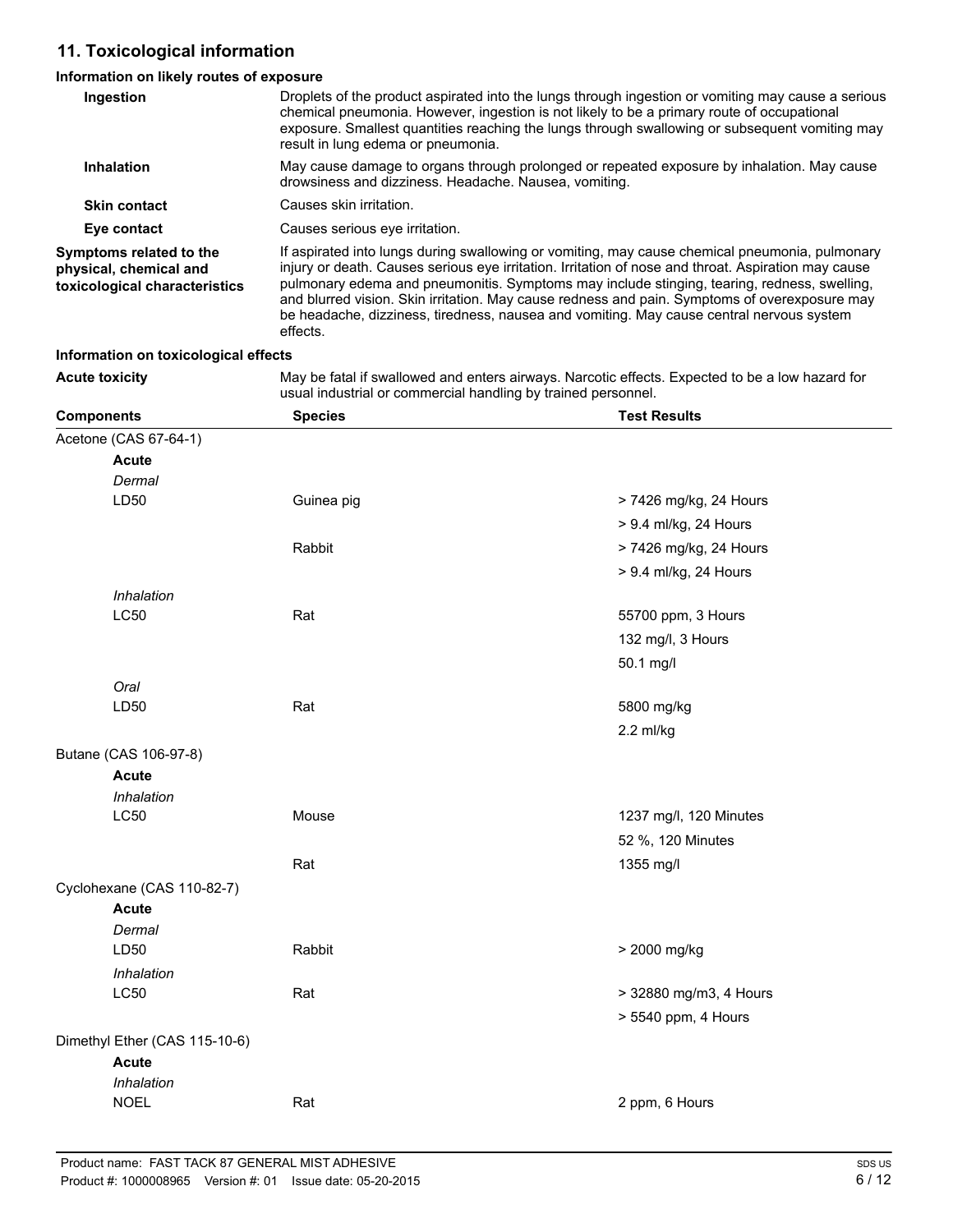## 11. Toxicological information

### Information on likely routes of exposure

**Ingestion**
Droplets of the product aspirated into the lungs through ingestion or vomiting may cause a serious chemical pneumonia. However, ingestion is not likely to be a primary route of occupational exposure. Smallest quantities reaching the lungs through swallowing or subsequent vomiting may result in lung edema or pneumonia.

**Inhalation**
May cause damage to organs through prolonged or repeated exposure by inhalation. May cause drowsiness and dizziness. Headache. Nausea, vomiting.

**Skin contact**
Causes skin irritation.

**Eye contact**
Causes serious eye irritation.

**Symptoms related to the physical, chemical and toxicological characteristics**
If aspirated into lungs during swallowing or vomiting, may cause chemical pneumonia, pulmonary injury or death. Causes serious eye irritation. Irritation of nose and throat. Aspiration may cause pulmonary edema and pneumonitis. Symptoms may include stinging, tearing, redness, swelling, and blurred vision. Skin irritation. May cause redness and pain. Symptoms of overexposure may be headache, dizziness, tiredness, nausea and vomiting. May cause central nervous system effects.

### Information on toxicological effects

**Acute toxicity**
May be fatal if swallowed and enters airways. Narcotic effects. Expected to be a low hazard for usual industrial or commercial handling by trained personnel.

| Components | Species | Test Results |
|---|---|---|
| Acetone (CAS 67-64-1) | | |
| **Acute** | | |
| *Dermal* | | |
| LD50 | Guinea pig | > 7426 mg/kg, 24 Hours |
| | | > 9.4 ml/kg, 24 Hours |
| | Rabbit | > 7426 mg/kg, 24 Hours |
| | | > 9.4 ml/kg, 24 Hours |
| *Inhalation* | | |
| LC50 | Rat | 55700 ppm, 3 Hours |
| | | 132 mg/l, 3 Hours |
| | | 50.1 mg/l |
| *Oral* | | |
| LD50 | Rat | 5800 mg/kg |
| | | 2.2 ml/kg |
| Butane (CAS 106-97-8) | | |
| **Acute** | | |
| *Inhalation* | | |
| LC50 | Mouse | 1237 mg/l, 120 Minutes |
| | | 52 %, 120 Minutes |
| | Rat | 1355 mg/l |
| Cyclohexane (CAS 110-82-7) | | |
| **Acute** | | |
| *Dermal* | | |
| LD50 | Rabbit | > 2000 mg/kg |
| *Inhalation* | | |
| LC50 | Rat | > 32880 mg/m3, 4 Hours |
| | | > 5540 ppm, 4 Hours |
| Dimethyl Ether (CAS 115-10-6) | | |
| **Acute** | | |
| *Inhalation* | | |
| NOEL | Rat | 2 ppm, 6 Hours |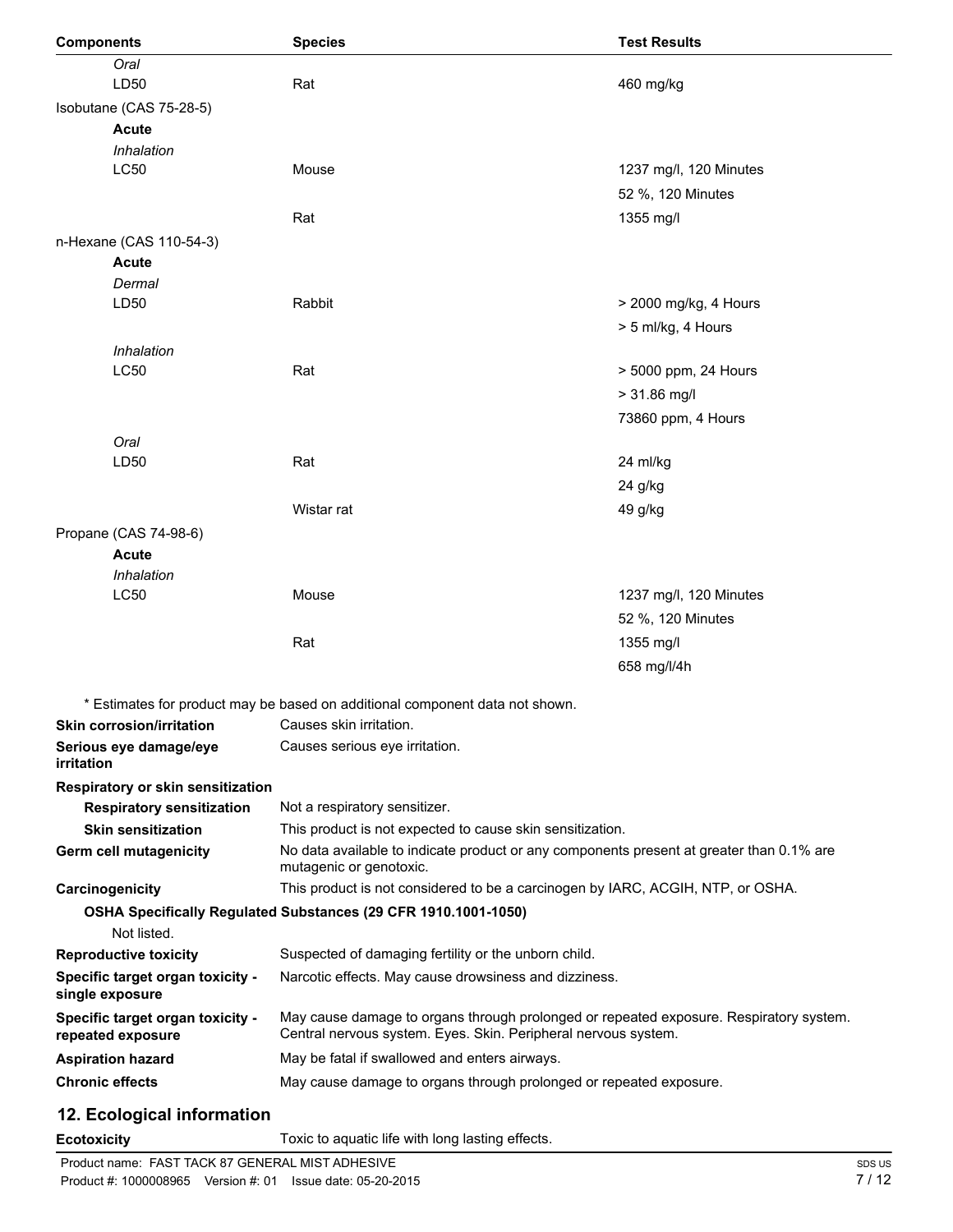| Components | Species | Test Results |
|---|---|---|
| *Oral* | | |
| LD50 | Rat | 460 mg/kg |
| Isobutane (CAS 75-28-5) | | |
| **Acute** | | |
| *Inhalation* | | |
| LC50 | Mouse | 1237 mg/l, 120 Minutes |
| | | 52 %, 120 Minutes |
| | Rat | 1355 mg/l |
| n-Hexane (CAS 110-54-3) | | |
| **Acute** | | |
| *Dermal* | | |
| LD50 | Rabbit | > 2000 mg/kg, 4 Hours |
| | | > 5 ml/kg, 4 Hours |
| *Inhalation* | | |
| LC50 | Rat | > 5000 ppm, 24 Hours |
| | | > 31.86 mg/l |
| | | 73860 ppm, 4 Hours |
| *Oral* | | |
| LD50 | Rat | 24 ml/kg |
| | | 24 g/kg |
| | Wistar rat | 49 g/kg |
| Propane (CAS 74-98-6) | | |
| **Acute** | | |
| *Inhalation* | | |
| LC50 | Mouse | 1237 mg/l, 120 Minutes |
| | | 52 %, 120 Minutes |
| | Rat | 1355 mg/l |
| | | 658 mg/l/4h |

* Estimates for product may be based on additional component data not shown.

**Skin corrosion/irritation** Causes skin irritation.

**Serious eye damage/eye irritation** Causes serious eye irritation.

**Respiratory or skin sensitization**

**Respiratory sensitization** Not a respiratory sensitizer.

**Skin sensitization** This product is not expected to cause skin sensitization.

**Germ cell mutagenicity** No data available to indicate product or any components present at greater than 0.1% are mutagenic or genotoxic.

**Carcinogenicity** This product is not considered to be a carcinogen by IARC, ACGIH, NTP, or OSHA.

**OSHA Specifically Regulated Substances (29 CFR 1910.1001-1050)**

Not listed.

**Reproductive toxicity** Suspected of damaging fertility or the unborn child.

**Specific target organ toxicity - single exposure** Narcotic effects. May cause drowsiness and dizziness.

**Specific target organ toxicity - repeated exposure** May cause damage to organs through prolonged or repeated exposure. Respiratory system. Central nervous system. Eyes. Skin. Peripheral nervous system.

**Aspiration hazard** May be fatal if swallowed and enters airways.

**Chronic effects** May cause damage to organs through prolonged or repeated exposure.

## 12. Ecological information

**Ecotoxicity** Toxic to aquatic life with long lasting effects.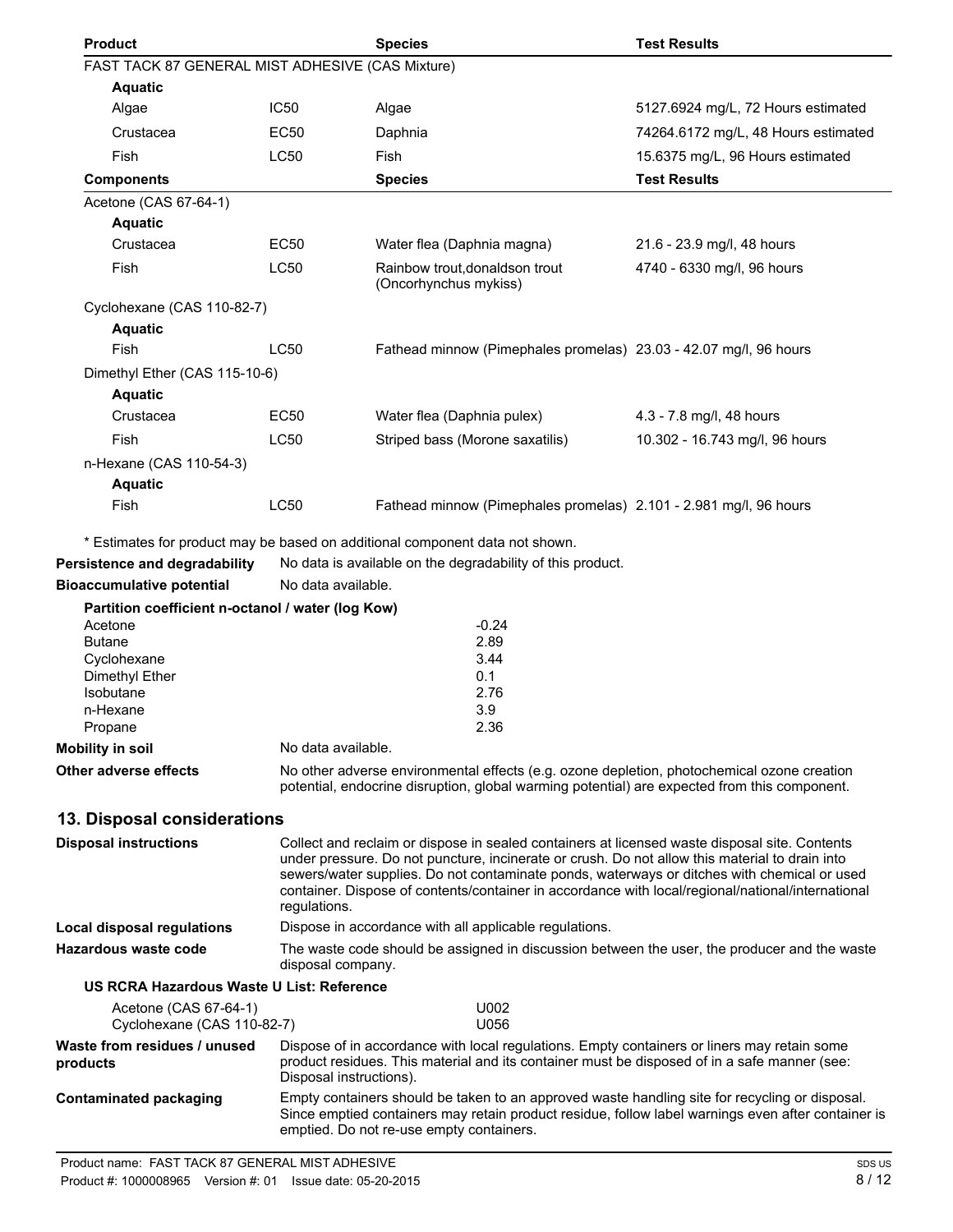| Product | | Species | Test Results |
|---|---|---|---|
| FAST TACK 87 GENERAL MIST ADHESIVE (CAS Mixture) | | | |
| **Aquatic** | | | |
| Algae | IC50 | Algae | 5127.6924 mg/L, 72 Hours estimated |
| Crustacea | EC50 | Daphnia | 74264.6172 mg/L, 48 Hours estimated |
| Fish | LC50 | Fish | 15.6375 mg/L, 96 Hours estimated |
| **Components** | | **Species** | **Test Results** |
| Acetone (CAS 67-64-1) | | | |
| **Aquatic** | | | |
| Crustacea | EC50 | Water flea (Daphnia magna) | 21.6 - 23.9 mg/l, 48 hours |
| Fish | LC50 | Rainbow trout,donaldson trout (Oncorhynchus mykiss) | 4740 - 6330 mg/l, 96 hours |
| Cyclohexane (CAS 110-82-7) | | | |
| **Aquatic** | | | |
| Fish | LC50 | Fathead minnow (Pimephales promelas) | 23.03 - 42.07 mg/l, 96 hours |
| Dimethyl Ether (CAS 115-10-6) | | | |
| **Aquatic** | | | |
| Crustacea | EC50 | Water flea (Daphnia pulex) | 4.3 - 7.8 mg/l, 48 hours |
| Fish | LC50 | Striped bass (Morone saxatilis) | 10.302 - 16.743 mg/l, 96 hours |
| n-Hexane (CAS 110-54-3) | | | |
| **Aquatic** | | | |
| Fish | LC50 | Fathead minnow (Pimephales promelas) | 2.101 - 2.981 mg/l, 96 hours |

* Estimates for product may be based on additional component data not shown.

**Persistence and degradability** No data is available on the degradability of this product.

**Bioaccumulative potential** No data available.

**Partition coefficient n-octanol / water (log Kow)**

| Component | log Kow |
|---|---|
| Acetone | -0.24 |
| Butane | 2.89 |
| Cyclohexane | 3.44 |
| Dimethyl Ether | 0.1 |
| Isobutane | 2.76 |
| n-Hexane | 3.9 |
| Propane | 2.36 |

**Mobility in soil** No data available.

**Other adverse effects** No other adverse environmental effects (e.g. ozone depletion, photochemical ozone creation potential, endocrine disruption, global warming potential) are expected from this component.

## 13. Disposal considerations

**Disposal instructions** Collect and reclaim or dispose in sealed containers at licensed waste disposal site. Contents under pressure. Do not puncture, incinerate or crush. Do not allow this material to drain into sewers/water supplies. Do not contaminate ponds, waterways or ditches with chemical or used container. Dispose of contents/container in accordance with local/regional/national/international regulations.

**Local disposal regulations** Dispose in accordance with all applicable regulations.

**Hazardous waste code** The waste code should be assigned in discussion between the user, the producer and the waste disposal company.

**US RCRA Hazardous Waste U List: Reference**

| Component | Reference |
|---|---|
| Acetone (CAS 67-64-1) | U002 |
| Cyclohexane (CAS 110-82-7) | U056 |

**Waste from residues / unused products** Dispose of in accordance with local regulations. Empty containers or liners may retain some product residues. This material and its container must be disposed of in a safe manner (see: Disposal instructions).

**Contaminated packaging** Empty containers should be taken to an approved waste handling site for recycling or disposal. Since emptied containers may retain product residue, follow label warnings even after container is emptied. Do not re-use empty containers.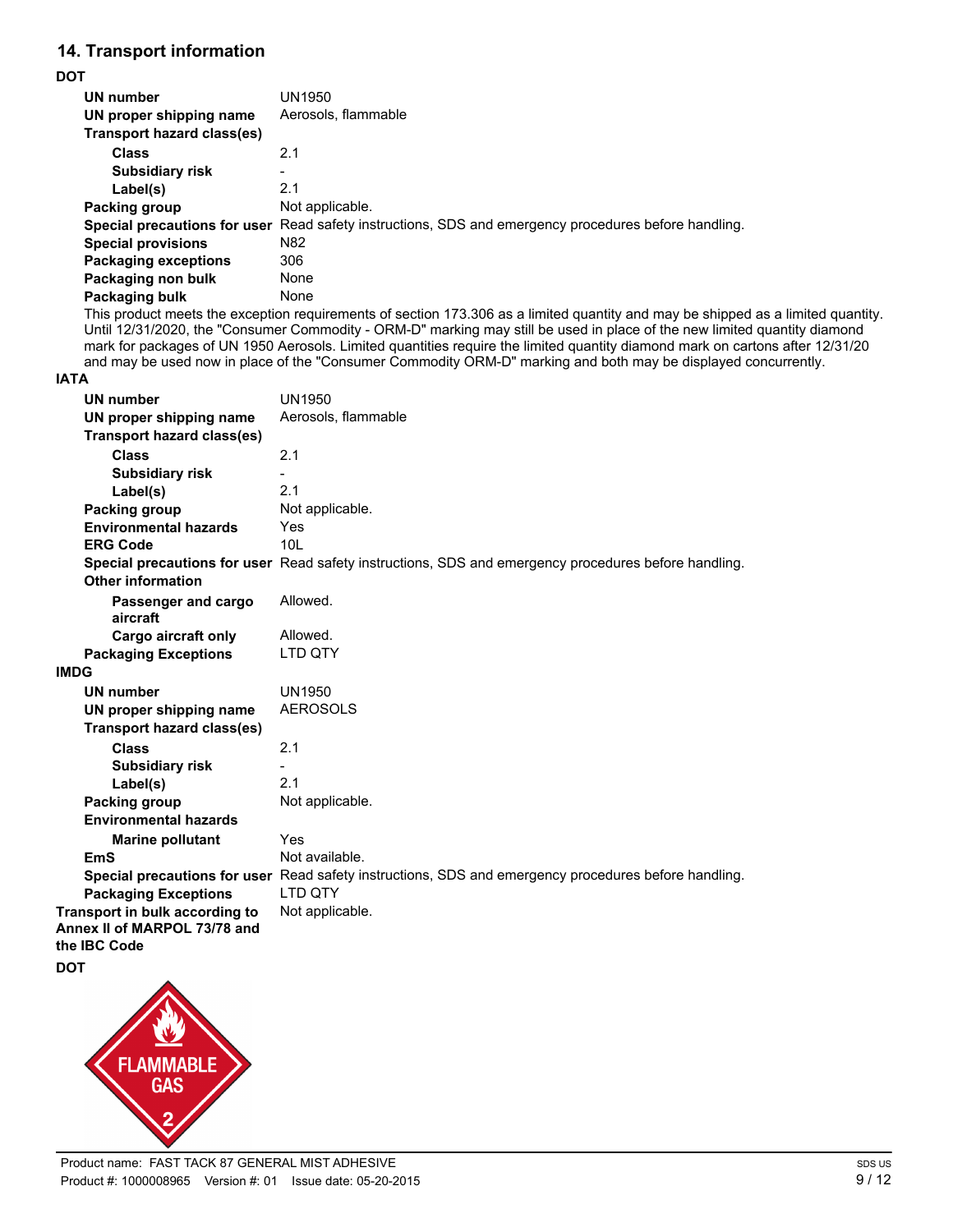## 14. Transport information

**DOT**

| | |
|---|---|
| **UN number** | UN1950 |
| **UN proper shipping name** | Aerosols, flammable |
| **Transport hazard class(es)** | |
| **Class** | 2.1 |
| **Subsidiary risk** | - |
| **Label(s)** | 2.1 |
| **Packing group** | Not applicable. |
| **Special precautions for user** | Read safety instructions, SDS and emergency procedures before handling. |
| **Special provisions** | N82 |
| **Packaging exceptions** | 306 |
| **Packaging non bulk** | None |
| **Packaging bulk** | None |

This product meets the exception requirements of section 173.306 as a limited quantity and may be shipped as a limited quantity. Until 12/31/2020, the "Consumer Commodity - ORM-D" marking may still be used in place of the new limited quantity diamond mark for packages of UN 1950 Aerosols. Limited quantities require the limited quantity diamond mark on cartons after 12/31/20 and may be used now in place of the "Consumer Commodity ORM-D" marking and both may be displayed concurrently.

**IATA**

| | |
|---|---|
| **UN number** | UN1950 |
| **UN proper shipping name** | Aerosols, flammable |
| **Transport hazard class(es)** | |
| **Class** | 2.1 |
| **Subsidiary risk** | - |
| **Label(s)** | 2.1 |
| **Packing group** | Not applicable. |
| **Environmental hazards** | Yes |
| **ERG Code** | 10L |
| **Special precautions for user** | Read safety instructions, SDS and emergency procedures before handling. |
| **Other information** | |
| **Passenger and cargo aircraft** | Allowed. |
| **Cargo aircraft only** | Allowed. |
| **Packaging Exceptions** | LTD QTY |

**IMDG**

| | |
|---|---|
| **UN number** | UN1950 |
| **UN proper shipping name** | AEROSOLS |
| **Transport hazard class(es)** | |
| **Class** | 2.1 |
| **Subsidiary risk** | - |
| **Label(s)** | 2.1 |
| **Packing group** | Not applicable. |
| **Environmental hazards** | |
| **Marine pollutant** | Yes |
| **EmS** | Not available. |
| **Special precautions for user** | Read safety instructions, SDS and emergency procedures before handling. |
| **Packaging Exceptions** | LTD QTY |
| **Transport in bulk according to Annex II of MARPOL 73/78 and the IBC Code** | Not applicable. |

**DOT**

FLAMMABLE GAS 2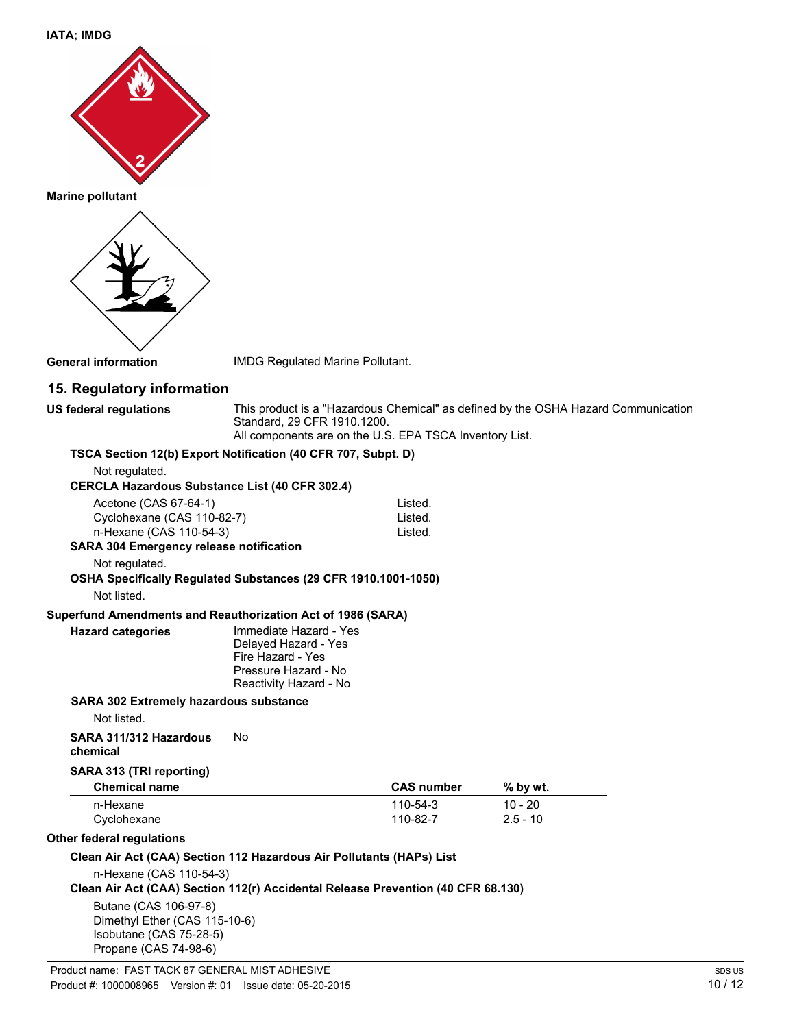**IATA; IMDG**

**Marine pollutant**

**General information** IMDG Regulated Marine Pollutant.

## 15. Regulatory information

**US federal regulations** This product is a "Hazardous Chemical" as defined by the OSHA Hazard Communication Standard, 29 CFR 1910.1200.
All components are on the U.S. EPA TSCA Inventory List.

**TSCA Section 12(b) Export Notification (40 CFR 707, Subpt. D)**

Not regulated.

**CERCLA Hazardous Substance List (40 CFR 302.4)**

| | |
|---|---|
| Acetone (CAS 67-64-1) | Listed. |
| Cyclohexane (CAS 110-82-7) | Listed. |
| n-Hexane (CAS 110-54-3) | Listed. |

**SARA 304 Emergency release notification**

Not regulated.

**OSHA Specifically Regulated Substances (29 CFR 1910.1001-1050)**

Not listed.

**Superfund Amendments and Reauthorization Act of 1986 (SARA)**

**Hazard categories**
Immediate Hazard - Yes
Delayed Hazard - Yes
Fire Hazard - Yes
Pressure Hazard - No
Reactivity Hazard - No

**SARA 302 Extremely hazardous substance**

Not listed.

**SARA 311/312 Hazardous chemical** No

**SARA 313 (TRI reporting)**

| Chemical name | CAS number | % by wt. |
|---|---|---|
| n-Hexane | 110-54-3 | 10 - 20 |
| Cyclohexane | 110-82-7 | 2.5 - 10 |

**Other federal regulations**

**Clean Air Act (CAA) Section 112 Hazardous Air Pollutants (HAPs) List**

n-Hexane (CAS 110-54-3)

**Clean Air Act (CAA) Section 112(r) Accidental Release Prevention (40 CFR 68.130)**

Butane (CAS 106-97-8)
Dimethyl Ether (CAS 115-10-6)
Isobutane (CAS 75-28-5)
Propane (CAS 74-98-6)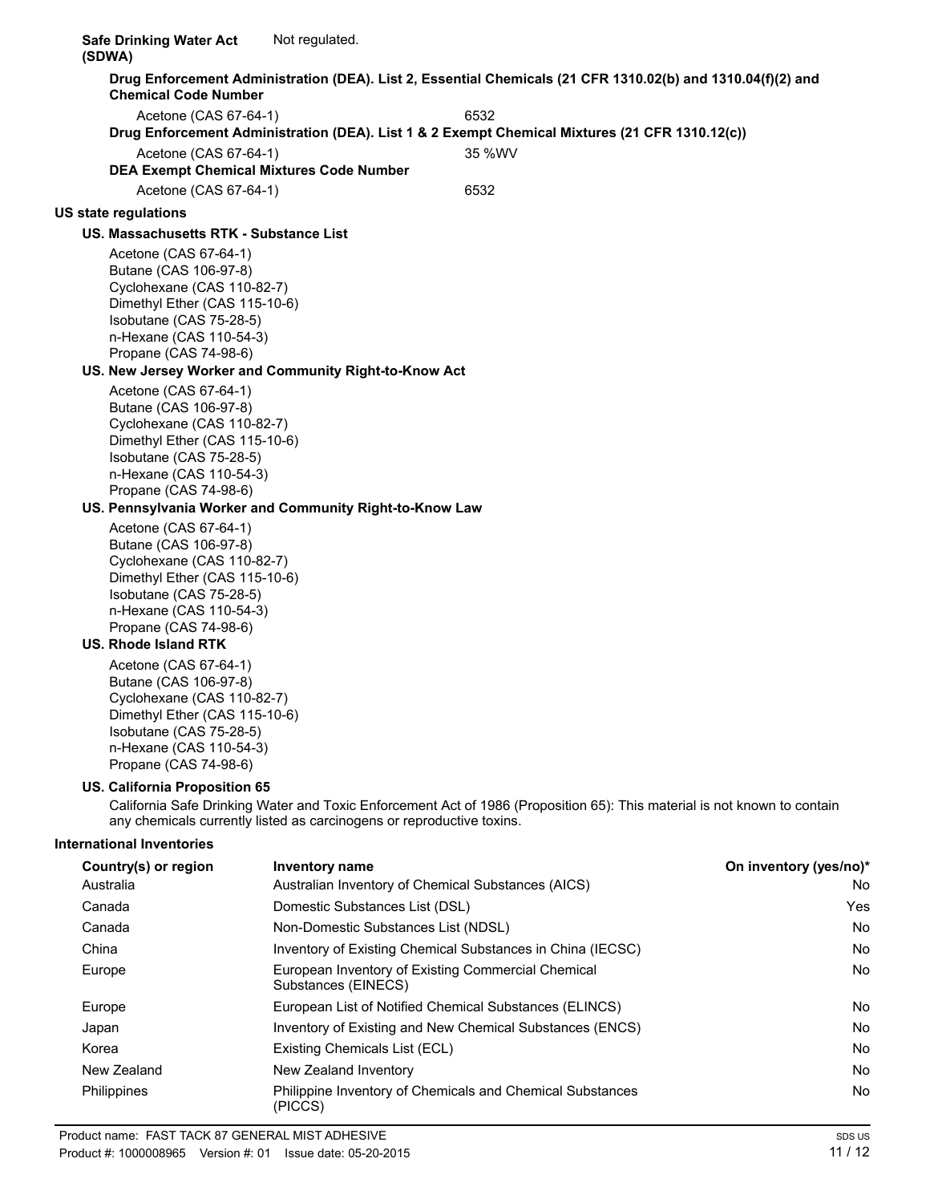**Safe Drinking Water Act (SDWA)** Not regulated.

**Drug Enforcement Administration (DEA). List 2, Essential Chemicals (21 CFR 1310.02(b) and 1310.04(f)(2) and Chemical Code Number**

| | |
|---|---|
| Acetone (CAS 67-64-1) | 6532 |

**Drug Enforcement Administration (DEA). List 1 & 2 Exempt Chemical Mixtures (21 CFR 1310.12(c))**

| | |
|---|---|
| Acetone (CAS 67-64-1) | 35 %WV |

**DEA Exempt Chemical Mixtures Code Number**

| | |
|---|---|
| Acetone (CAS 67-64-1) | 6532 |

**US state regulations**

**US. Massachusetts RTK - Substance List**

Acetone (CAS 67-64-1)
Butane (CAS 106-97-8)
Cyclohexane (CAS 110-82-7)
Dimethyl Ether (CAS 115-10-6)
Isobutane (CAS 75-28-5)
n-Hexane (CAS 110-54-3)
Propane (CAS 74-98-6)

**US. New Jersey Worker and Community Right-to-Know Act**

Acetone (CAS 67-64-1)
Butane (CAS 106-97-8)
Cyclohexane (CAS 110-82-7)
Dimethyl Ether (CAS 115-10-6)
Isobutane (CAS 75-28-5)
n-Hexane (CAS 110-54-3)
Propane (CAS 74-98-6)

**US. Pennsylvania Worker and Community Right-to-Know Law**

Acetone (CAS 67-64-1)
Butane (CAS 106-97-8)
Cyclohexane (CAS 110-82-7)
Dimethyl Ether (CAS 115-10-6)
Isobutane (CAS 75-28-5)
n-Hexane (CAS 110-54-3)
Propane (CAS 74-98-6)

**US. Rhode Island RTK**

Acetone (CAS 67-64-1)
Butane (CAS 106-97-8)
Cyclohexane (CAS 110-82-7)
Dimethyl Ether (CAS 115-10-6)
Isobutane (CAS 75-28-5)
n-Hexane (CAS 110-54-3)
Propane (CAS 74-98-6)

**US. California Proposition 65**

California Safe Drinking Water and Toxic Enforcement Act of 1986 (Proposition 65): This material is not known to contain any chemicals currently listed as carcinogens or reproductive toxins.

**International Inventories**

| Country(s) or region | Inventory name | On inventory (yes/no)* |
|---|---|---|
| Australia | Australian Inventory of Chemical Substances (AICS) | No |
| Canada | Domestic Substances List (DSL) | Yes |
| Canada | Non-Domestic Substances List (NDSL) | No |
| China | Inventory of Existing Chemical Substances in China (IECSC) | No |
| Europe | European Inventory of Existing Commercial Chemical Substances (EINECS) | No |
| Europe | European List of Notified Chemical Substances (ELINCS) | No |
| Japan | Inventory of Existing and New Chemical Substances (ENCS) | No |
| Korea | Existing Chemicals List (ECL) | No |
| New Zealand | New Zealand Inventory | No |
| Philippines | Philippine Inventory of Chemicals and Chemical Substances (PICCS) | No |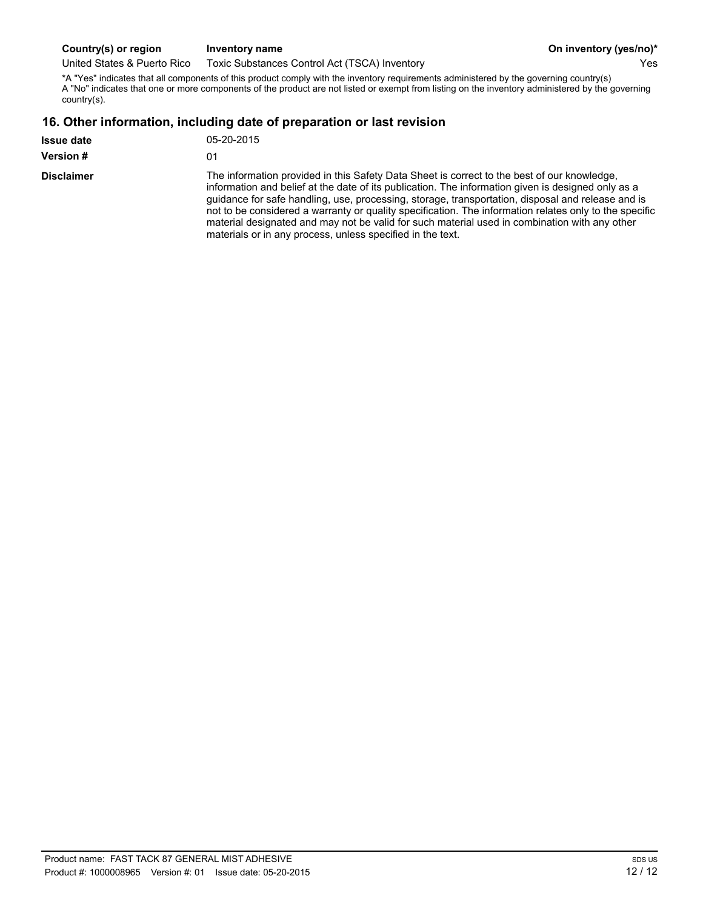| Country(s) or region | Inventory name | On inventory (yes/no)* |
| --- | --- | --- |
| United States & Puerto Rico | Toxic Substances Control Act (TSCA) Inventory | Yes |

*A "Yes" indicates that all components of this product comply with the inventory requirements administered by the governing country(s)
A "No" indicates that one or more components of the product are not listed or exempt from listing on the inventory administered by the governing country(s).

## 16. Other information, including date of preparation or last revision

**Issue date** 05-20-2015

**Version #** 01

**Disclaimer** The information provided in this Safety Data Sheet is correct to the best of our knowledge, information and belief at the date of its publication. The information given is designed only as a guidance for safe handling, use, processing, storage, transportation, disposal and release and is not to be considered a warranty or quality specification. The information relates only to the specific material designated and may not be valid for such material used in combination with any other materials or in any process, unless specified in the text.